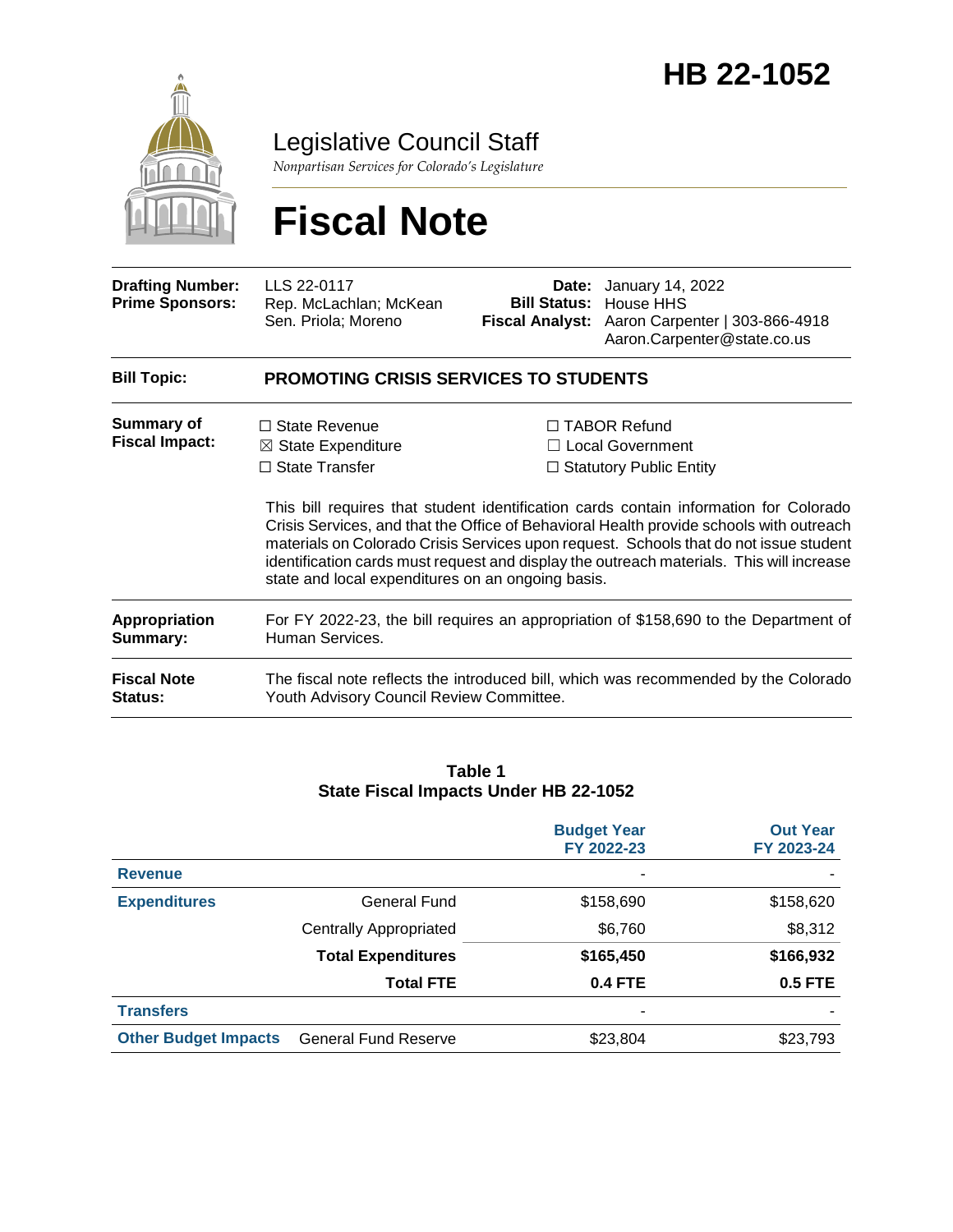# HB 22-1052

## Legislative Council Staff

*Nonpartisan Services for Colorado's Legislature*

# Fiscal Note

| | | | |
|---|---|---|---|
| **Drafting Number:** | LLS 22-0117 | **Date:** | January 14, 2022 |
| **Prime Sponsors:** | Rep. McLachlan; McKean<br>Sen. Priola; Moreno | **Bill Status:** | House HHS |
| | | **Fiscal Analyst:** | Aaron Carpenter \| 303-866-4918<br>Aaron.Carpenter@state.co.us |

| | |
|---|---|
| **Bill Topic:** | **PROMOTING CRISIS SERVICES TO STUDENTS** |
| **Summary of Fiscal Impact:** | ☐ State Revenue ☒ State Expenditure ☐ State Transfer ☐ TABOR Refund ☐ Local Government ☐ Statutory Public Entity<br><br>This bill requires that student identification cards contain information for Colorado Crisis Services, and that the Office of Behavioral Health provide schools with outreach materials on Colorado Crisis Services upon request. Schools that do not issue student identification cards must request and display the outreach materials. This will increase state and local expenditures on an ongoing basis. |
| **Appropriation Summary:** | For FY 2022-23, the bill requires an appropriation of $158,690 to the Department of Human Services. |
| **Fiscal Note Status:** | The fiscal note reflects the introduced bill, which was recommended by the Colorado Youth Advisory Council Review Committee. |

**Table 1**
**State Fiscal Impacts Under HB 22-1052**

| | | Budget Year FY 2022-23 | Out Year FY 2023-24 |
|---|---|---|---|
| **Revenue** | | - | - |
| **Expenditures** | General Fund | $158,690 | $158,620 |
| | Centrally Appropriated | $6,760 | $8,312 |
| | **Total Expenditures** | **$165,450** | **$166,932** |
| | **Total FTE** | **0.4 FTE** | **0.5 FTE** |
| **Transfers** | | - | - |
| **Other Budget Impacts** | General Fund Reserve | $23,804 | $23,793 |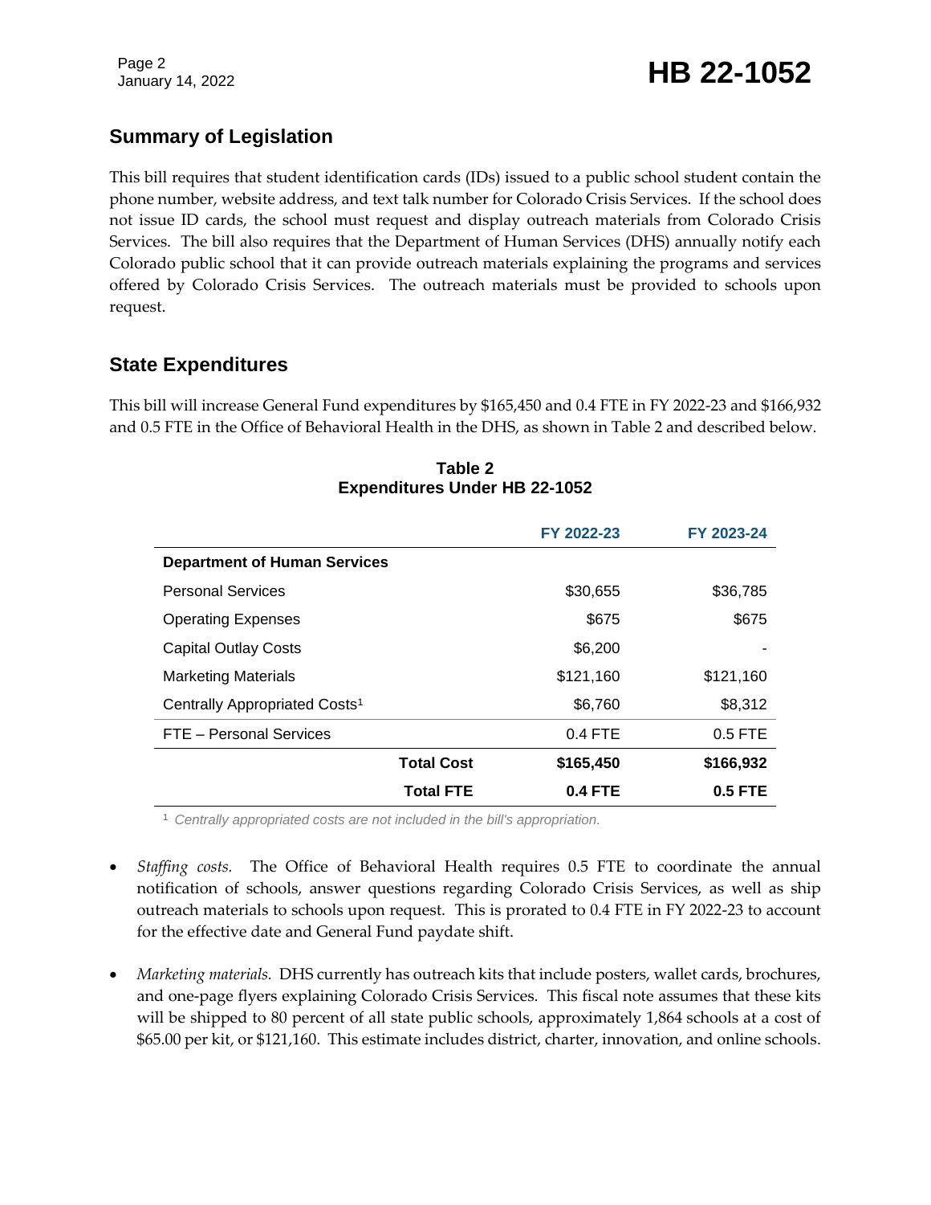## Summary of Legislation

This bill requires that student identification cards (IDs) issued to a public school student contain the phone number, website address, and text talk number for Colorado Crisis Services. If the school does not issue ID cards, the school must request and display outreach materials from Colorado Crisis Services. The bill also requires that the Department of Human Services (DHS) annually notify each Colorado public school that it can provide outreach materials explaining the programs and services offered by Colorado Crisis Services. The outreach materials must be provided to schools upon request.

## State Expenditures

This bill will increase General Fund expenditures by $165,450 and 0.4 FTE in FY 2022-23 and $166,932 and 0.5 FTE in the Office of Behavioral Health in the DHS, as shown in Table 2 and described below.

**Table 2**
**Expenditures Under HB 22-1052**

| | FY 2022-23 | FY 2023-24 |
|---|---|---|
| **Department of Human Services** | | |
| Personal Services | $30,655 | $36,785 |
| Operating Expenses | $675 | $675 |
| Capital Outlay Costs | $6,200 | - |
| Marketing Materials | $121,160 | $121,160 |
| Centrally Appropriated Costs[1] | $6,760 | $8,312 |
| FTE – Personal Services | 0.4 FTE | 0.5 FTE |
| **Total Cost** | **$165,450** | **$166,932** |
| **Total FTE** | **0.4 FTE** | **0.5 FTE** |

[1] *Centrally appropriated costs are not included in the bill's appropriation.*

- *Staffing costs.* The Office of Behavioral Health requires 0.5 FTE to coordinate the annual notification of schools, answer questions regarding Colorado Crisis Services, as well as ship outreach materials to schools upon request. This is prorated to 0.4 FTE in FY 2022-23 to account for the effective date and General Fund paydate shift.

- *Marketing materials.* DHS currently has outreach kits that include posters, wallet cards, brochures, and one-page flyers explaining Colorado Crisis Services. This fiscal note assumes that these kits will be shipped to 80 percent of all state public schools, approximately 1,864 schools at a cost of $65.00 per kit, or $121,160. This estimate includes district, charter, innovation, and online schools.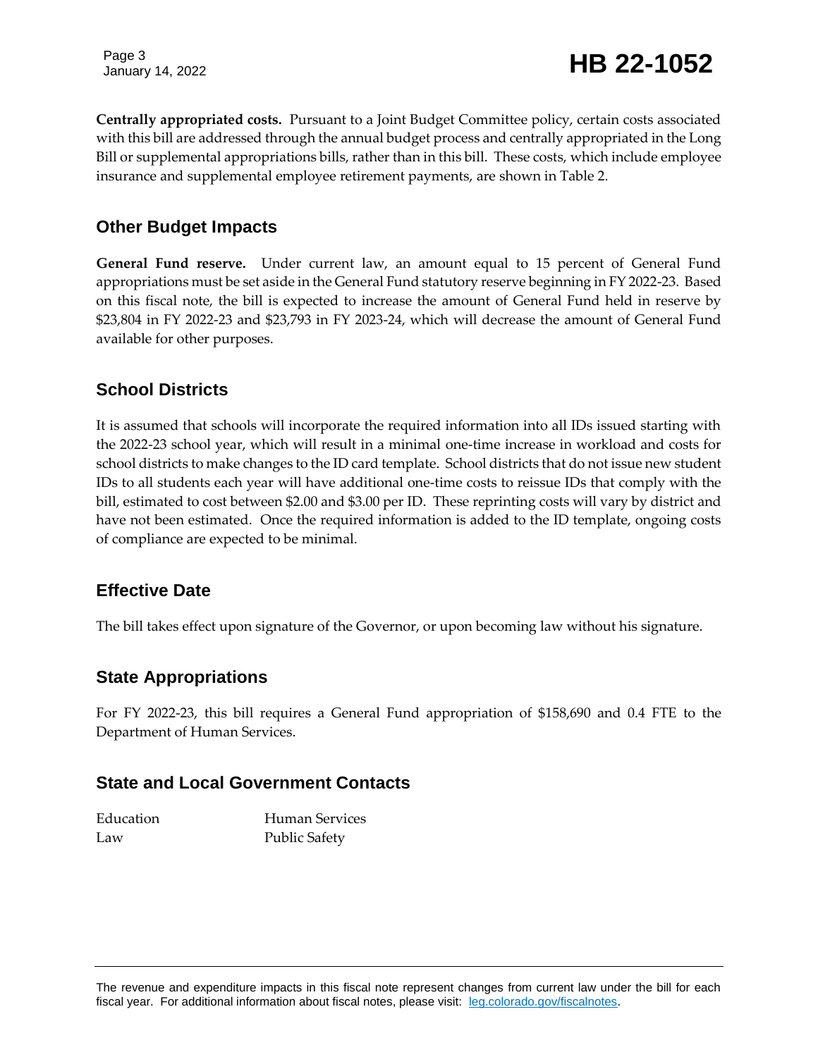**Centrally appropriated costs.** Pursuant to a Joint Budget Committee policy, certain costs associated with this bill are addressed through the annual budget process and centrally appropriated in the Long Bill or supplemental appropriations bills, rather than in this bill. These costs, which include employee insurance and supplemental employee retirement payments, are shown in Table 2.

## Other Budget Impacts

**General Fund reserve.** Under current law, an amount equal to 15 percent of General Fund appropriations must be set aside in the General Fund statutory reserve beginning in FY 2022-23. Based on this fiscal note, the bill is expected to increase the amount of General Fund held in reserve by $23,804 in FY 2022-23 and $23,793 in FY 2023-24, which will decrease the amount of General Fund available for other purposes.

## School Districts

It is assumed that schools will incorporate the required information into all IDs issued starting with the 2022-23 school year, which will result in a minimal one-time increase in workload and costs for school districts to make changes to the ID card template. School districts that do not issue new student IDs to all students each year will have additional one-time costs to reissue IDs that comply with the bill, estimated to cost between $2.00 and $3.00 per ID. These reprinting costs will vary by district and have not been estimated. Once the required information is added to the ID template, ongoing costs of compliance are expected to be minimal.

## Effective Date

The bill takes effect upon signature of the Governor, or upon becoming law without his signature.

## State Appropriations

For FY 2022-23, this bill requires a General Fund appropriation of $158,690 and 0.4 FTE to the Department of Human Services.

## State and Local Government Contacts

| | |
|---|---|
| Education | Human Services |
| Law | Public Safety |

The revenue and expenditure impacts in this fiscal note represent changes from current law under the bill for each fiscal year. For additional information about fiscal notes, please visit: leg.colorado.gov/fiscalnotes.